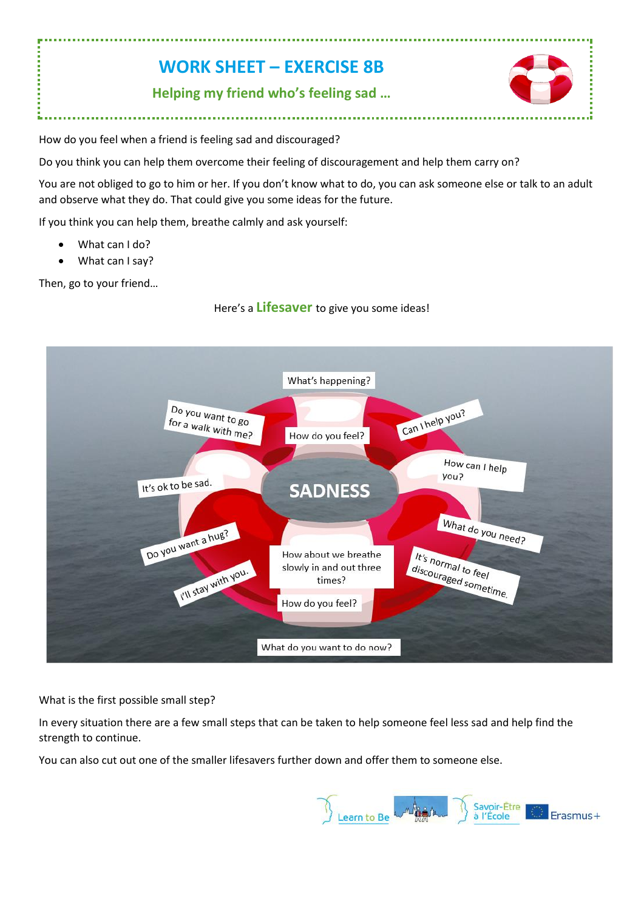# WORK SHEET – EXERCISE 8B

## Helping my friend who's feeling sad …

How do you feel when a friend is feeling sad and discouraged?

Do you think you can help them overcome their feeling of discouragement and help them carry on?

You are not obliged to go to him or her. If you don't know what to do, you can ask someone else or talk to an adult and observe what they do. That could give you some ideas for the future.

If you think you can help them, breathe calmly and ask yourself:

- What can I do?
- What can I say?

Then, go to your friend…

Here's a **Lifesaver** to give you some ideas!

What's happening?

Do you want to go for a walk with me?

How do you feel?

Can I help you?

How can I help you?

It's ok to be sad.

SADNESS

What do you need?

Do you want a hug?

How about we breathe slowly in and out three times?

It's normal to feel discouraged sometime.

I'll stay with you.

How do you feel?

What do you want to do now?

What is the first possible small step?

In every situation there are a few small steps that can be taken to help someone feel less sad and help find the strength to continue.

You can also cut out one of the smaller lifesavers further down and offer them to someone else.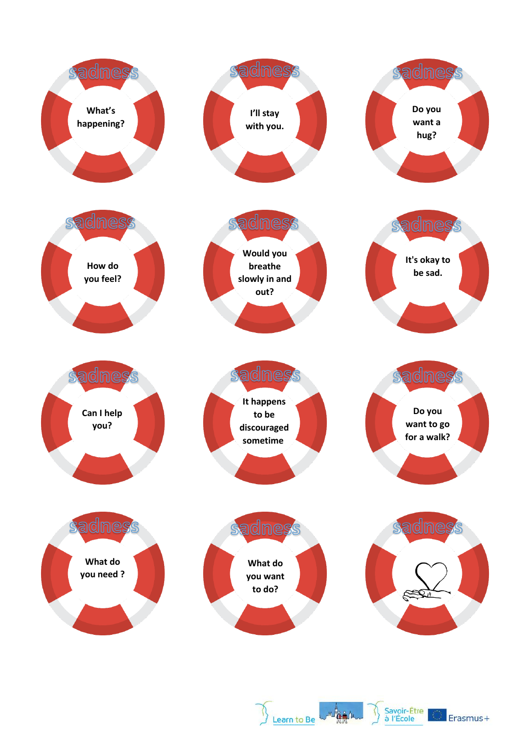sadness

What's happening?

sadness

I'll stay with you.

sadness

Do you want a hug?

sadness

How do you feel?

sadness

Would you breathe slowly in and out?

sadness

It's okay to be sad.

sadness

Can I help you?

sadness

It happens to be discouraged sometime

sadness

Do you want to go for a walk?

sadness

What do you need ?

sadness

What do you want to do?

sadness

Learn to Be   Savoir-Être à l'École   Erasmus+